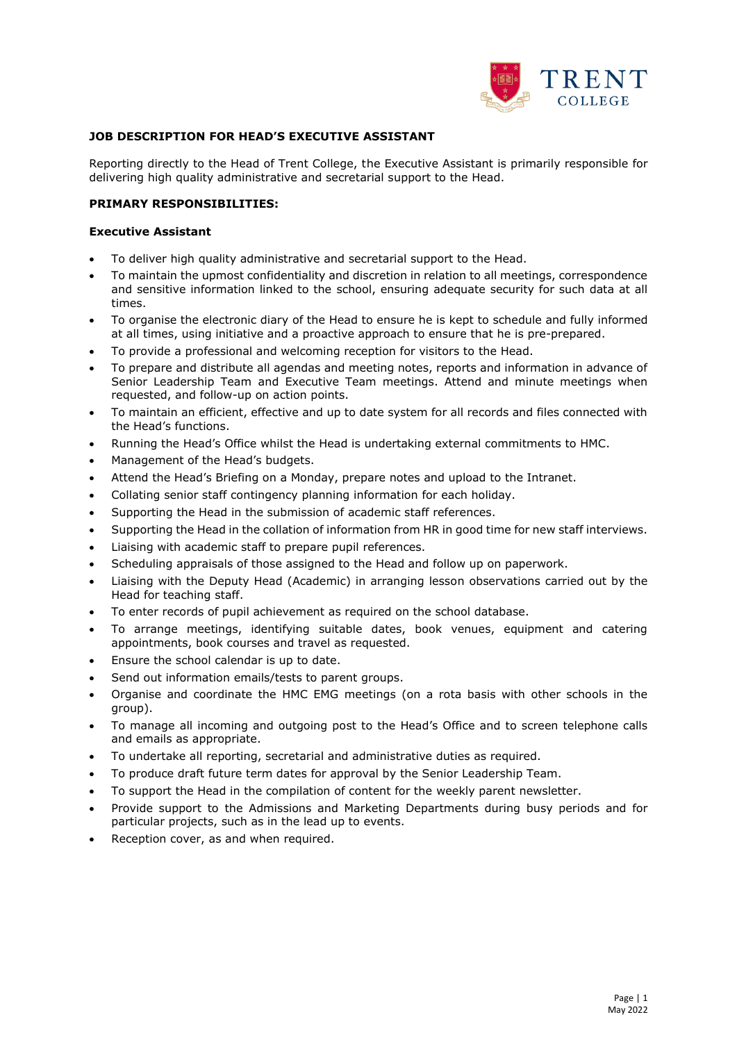**JOB DESCRIPTION FOR HEAD'S EXECUTIVE ASSISTANT**

Reporting directly to the Head of Trent College, the Executive Assistant is primarily responsible for delivering high quality administrative and secretarial support to the Head.

**PRIMARY RESPONSIBILITIES:**

**Executive Assistant**

- To deliver high quality administrative and secretarial support to the Head.
- To maintain the upmost confidentiality and discretion in relation to all meetings, correspondence and sensitive information linked to the school, ensuring adequate security for such data at all times.
- To organise the electronic diary of the Head to ensure he is kept to schedule and fully informed at all times, using initiative and a proactive approach to ensure that he is pre-prepared.
- To provide a professional and welcoming reception for visitors to the Head.
- To prepare and distribute all agendas and meeting notes, reports and information in advance of Senior Leadership Team and Executive Team meetings. Attend and minute meetings when requested, and follow-up on action points.
- To maintain an efficient, effective and up to date system for all records and files connected with the Head's functions.
- Running the Head's Office whilst the Head is undertaking external commitments to HMC.
- Management of the Head's budgets.
- Attend the Head's Briefing on a Monday, prepare notes and upload to the Intranet.
- Collating senior staff contingency planning information for each holiday.
- Supporting the Head in the submission of academic staff references.
- Supporting the Head in the collation of information from HR in good time for new staff interviews.
- Liaising with academic staff to prepare pupil references.
- Scheduling appraisals of those assigned to the Head and follow up on paperwork.
- Liaising with the Deputy Head (Academic) in arranging lesson observations carried out by the Head for teaching staff.
- To enter records of pupil achievement as required on the school database.
- To arrange meetings, identifying suitable dates, book venues, equipment and catering appointments, book courses and travel as requested.
- Ensure the school calendar is up to date.
- Send out information emails/tests to parent groups.
- Organise and coordinate the HMC EMG meetings (on a rota basis with other schools in the group).
- To manage all incoming and outgoing post to the Head's Office and to screen telephone calls and emails as appropriate.
- To undertake all reporting, secretarial and administrative duties as required.
- To produce draft future term dates for approval by the Senior Leadership Team.
- To support the Head in the compilation of content for the weekly parent newsletter.
- Provide support to the Admissions and Marketing Departments during busy periods and for particular projects, such as in the lead up to events.
- Reception cover, as and when required.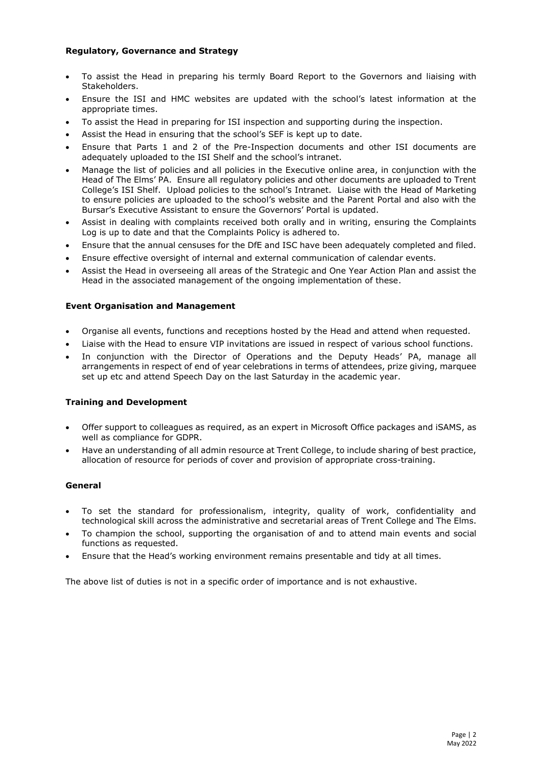**Regulatory, Governance and Strategy**

- To assist the Head in preparing his termly Board Report to the Governors and liaising with Stakeholders.
- Ensure the ISI and HMC websites are updated with the school's latest information at the appropriate times.
- To assist the Head in preparing for ISI inspection and supporting during the inspection.
- Assist the Head in ensuring that the school's SEF is kept up to date.
- Ensure that Parts 1 and 2 of the Pre-Inspection documents and other ISI documents are adequately uploaded to the ISI Shelf and the school's intranet.
- Manage the list of policies and all policies in the Executive online area, in conjunction with the Head of The Elms' PA. Ensure all regulatory policies and other documents are uploaded to Trent College's ISI Shelf. Upload policies to the school's Intranet. Liaise with the Head of Marketing to ensure policies are uploaded to the school's website and the Parent Portal and also with the Bursar's Executive Assistant to ensure the Governors' Portal is updated.
- Assist in dealing with complaints received both orally and in writing, ensuring the Complaints Log is up to date and that the Complaints Policy is adhered to.
- Ensure that the annual censuses for the DfE and ISC have been adequately completed and filed.
- Ensure effective oversight of internal and external communication of calendar events.
- Assist the Head in overseeing all areas of the Strategic and One Year Action Plan and assist the Head in the associated management of the ongoing implementation of these.

**Event Organisation and Management**

- Organise all events, functions and receptions hosted by the Head and attend when requested.
- Liaise with the Head to ensure VIP invitations are issued in respect of various school functions.
- In conjunction with the Director of Operations and the Deputy Heads' PA, manage all arrangements in respect of end of year celebrations in terms of attendees, prize giving, marquee set up etc and attend Speech Day on the last Saturday in the academic year.

**Training and Development**

- Offer support to colleagues as required, as an expert in Microsoft Office packages and iSAMS, as well as compliance for GDPR.
- Have an understanding of all admin resource at Trent College, to include sharing of best practice, allocation of resource for periods of cover and provision of appropriate cross-training.

**General**

- To set the standard for professionalism, integrity, quality of work, confidentiality and technological skill across the administrative and secretarial areas of Trent College and The Elms.
- To champion the school, supporting the organisation of and to attend main events and social functions as requested.
- Ensure that the Head's working environment remains presentable and tidy at all times.

The above list of duties is not in a specific order of importance and is not exhaustive.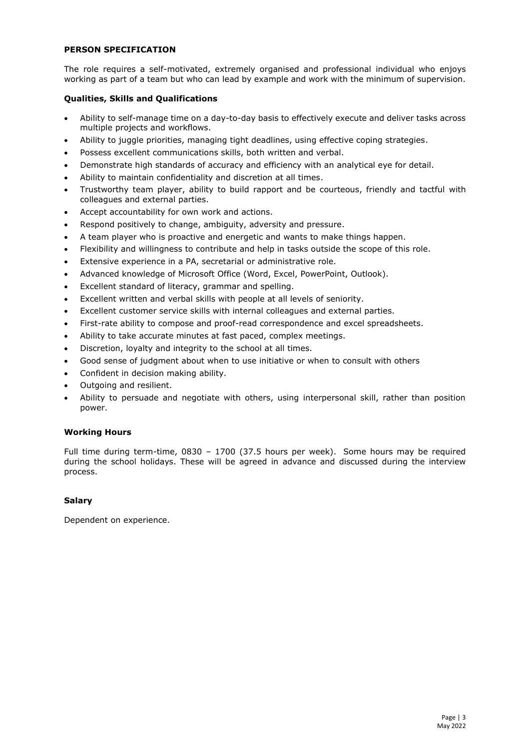## PERSON SPECIFICATION

The role requires a self-motivated, extremely organised and professional individual who enjoys working as part of a team but who can lead by example and work with the minimum of supervision.

### Qualities, Skills and Qualifications

- Ability to self-manage time on a day-to-day basis to effectively execute and deliver tasks across multiple projects and workflows.
- Ability to juggle priorities, managing tight deadlines, using effective coping strategies.
- Possess excellent communications skills, both written and verbal.
- Demonstrate high standards of accuracy and efficiency with an analytical eye for detail.
- Ability to maintain confidentiality and discretion at all times.
- Trustworthy team player, ability to build rapport and be courteous, friendly and tactful with colleagues and external parties.
- Accept accountability for own work and actions.
- Respond positively to change, ambiguity, adversity and pressure.
- A team player who is proactive and energetic and wants to make things happen.
- Flexibility and willingness to contribute and help in tasks outside the scope of this role.
- Extensive experience in a PA, secretarial or administrative role.
- Advanced knowledge of Microsoft Office (Word, Excel, PowerPoint, Outlook).
- Excellent standard of literacy, grammar and spelling.
- Excellent written and verbal skills with people at all levels of seniority.
- Excellent customer service skills with internal colleagues and external parties.
- First-rate ability to compose and proof-read correspondence and excel spreadsheets.
- Ability to take accurate minutes at fast paced, complex meetings.
- Discretion, loyalty and integrity to the school at all times.
- Good sense of judgment about when to use initiative or when to consult with others
- Confident in decision making ability.
- Outgoing and resilient.
- Ability to persuade and negotiate with others, using interpersonal skill, rather than position power.

### Working Hours

Full time during term-time, 0830 – 1700 (37.5 hours per week). Some hours may be required during the school holidays. These will be agreed in advance and discussed during the interview process.

### Salary

Dependent on experience.